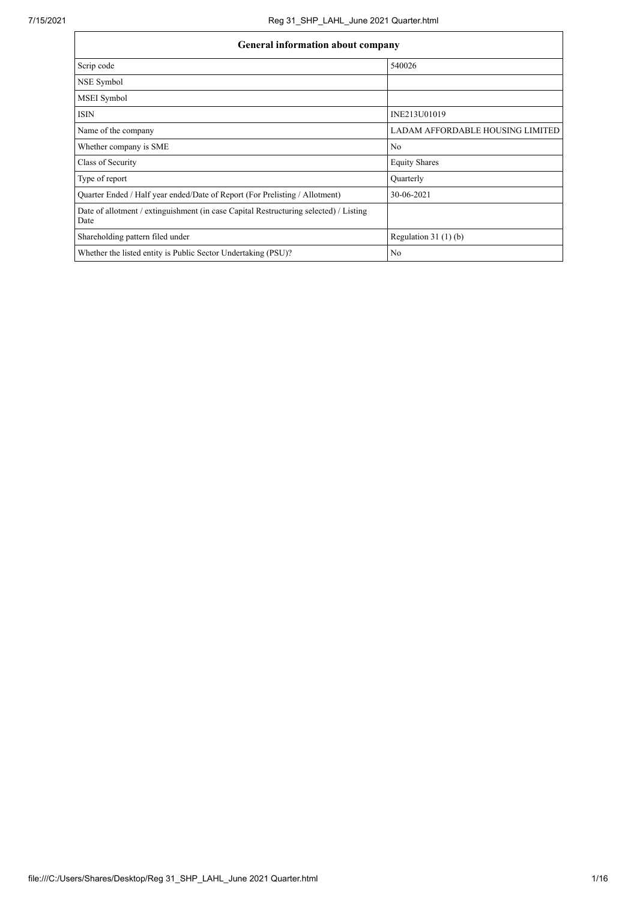| General information about company | |
|---|---|
| Scrip code | 540026 |
| NSE Symbol | |
| MSEI Symbol | |
| ISIN | INE213U01019 |
| Name of the company | LADAM AFFORDABLE HOUSING LIMITED |
| Whether company is SME | No |
| Class of Security | Equity Shares |
| Type of report | Quarterly |
| Quarter Ended / Half year ended/Date of Report (For Prelisting / Allotment) | 30-06-2021 |
| Date of allotment / extinguishment (in case Capital Restructuring selected) / Listing Date | |
| Shareholding pattern filed under | Regulation 31 (1) (b) |
| Whether the listed entity is Public Sector Undertaking (PSU)? | No |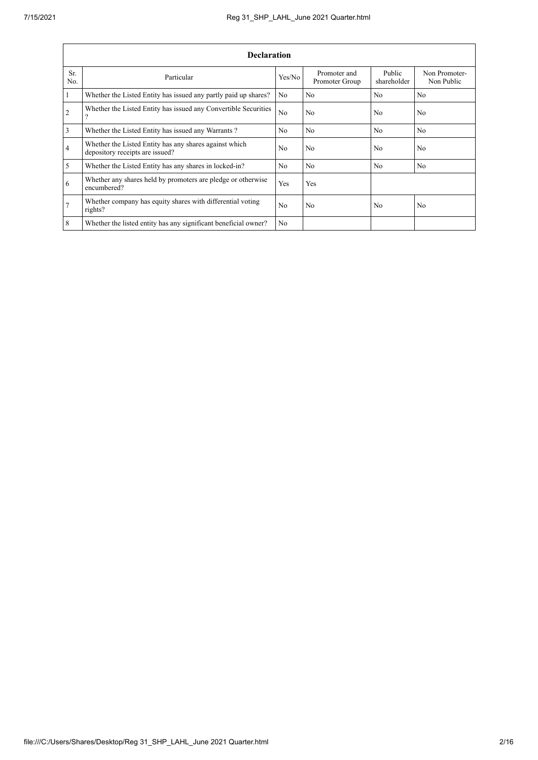| Declaration | | | | | |
|---|---|---|---|---|---|
| Sr. No. | Particular | Yes/No | Promoter and Promoter Group | Public shareholder | Non Promoter- Non Public |
| 1 | Whether the Listed Entity has issued any partly paid up shares? | No | No | No | No |
| 2 | Whether the Listed Entity has issued any Convertible Securities ? | No | No | No | No |
| 3 | Whether the Listed Entity has issued any Warrants ? | No | No | No | No |
| 4 | Whether the Listed Entity has any shares against which depository receipts are issued? | No | No | No | No |
| 5 | Whether the Listed Entity has any shares in locked-in? | No | No | No | No |
| 6 | Whether any shares held by promoters are pledge or otherwise encumbered? | Yes | Yes | | |
| 7 | Whether company has equity shares with differential voting rights? | No | No | No | No |
| 8 | Whether the listed entity has any significant beneficial owner? | No | | | |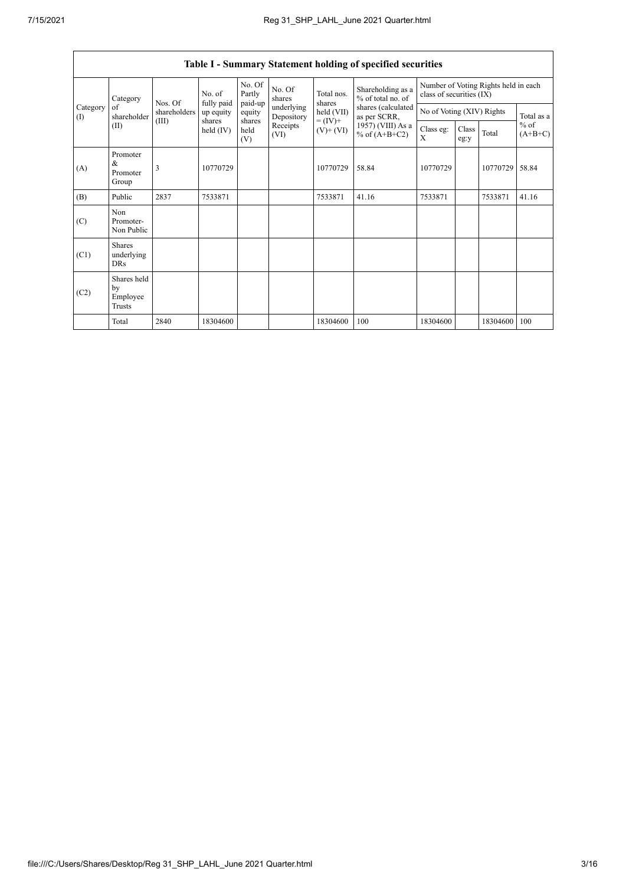## Table I - Summary Statement holding of specified securities

| Category (I) | Category of shareholder (II) | Nos. Of shareholders (III) | No. of fully paid up equity shares held (IV) | No. Of Partly paid-up equity shares held (V) | No. Of shares underlying Depository Receipts (VI) | Total nos. shares held (VII) = (IV)+ (V)+ (VI) | Shareholding as a % of total no. of shares (calculated as per SCRR, 1957) (VIII) As a % of (A+B+C2) | Number of Voting Rights held in each class of securities (IX) | | | |
|---|---|---|---|---|---|---|---|---|---|---|---|
| | | | | | | | | No of Voting (XIV) Rights | | | Total as a % of (A+B+C) |
| | | | | | | | | Class eg: X | Class eg:y | Total | |
| (A) | Promoter & Promoter Group | 3 | 10770729 | | | 10770729 | 58.84 | 10770729 | | 10770729 | 58.84 |
| (B) | Public | 2837 | 7533871 | | | 7533871 | 41.16 | 7533871 | | 7533871 | 41.16 |
| (C) | Non Promoter- Non Public | | | | | | | | | | |
| (C1) | Shares underlying DRs | | | | | | | | | | |
| (C2) | Shares held by Employee Trusts | | | | | | | | | | |
| | Total | 2840 | 18304600 | | | 18304600 | 100 | 18304600 | | 18304600 | 100 |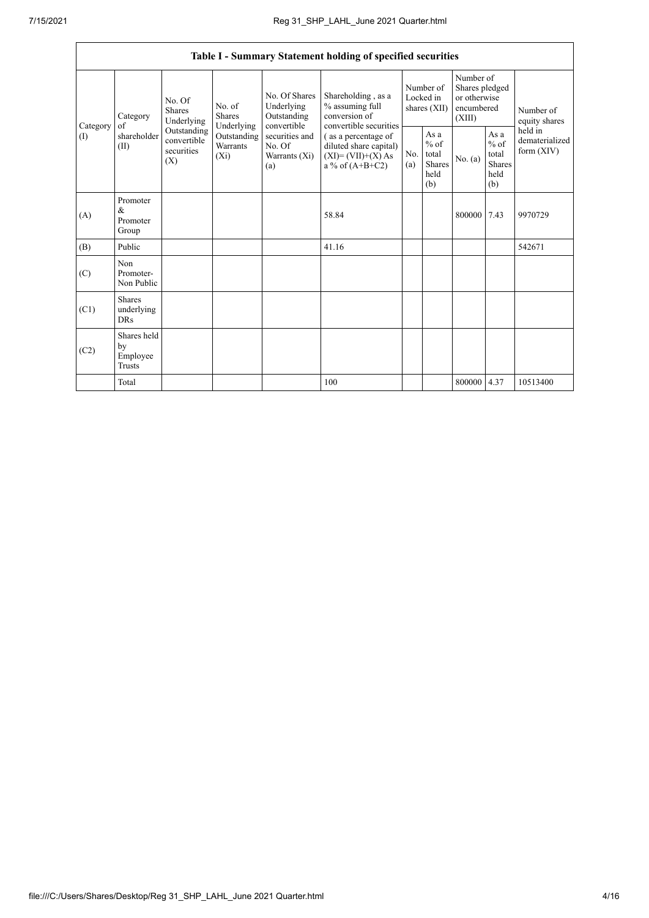| Table I - Summary Statement holding of specified securities | | | | | | | | | | | |
|---|---|---|---|---|---|---|---|---|---|---|---|
| Category (I) | Category of shareholder (II) | No. Of Shares Underlying Outstanding convertible securities (X) | No. of Shares Underlying Outstanding Warrants (Xi) | No. Of Shares Underlying Outstanding convertible securities and No. Of Warrants (Xi) (a) | Shareholding , as a % assuming full conversion of convertible securities ( as a percentage of diluted share capital) (XI)= (VII)+(X) As a % of (A+B+C2) | Number of Locked in shares (XII) | | Number of Shares pledged or otherwise encumbered (XIII) | | Number of equity shares held in dematerialized form (XIV) |
| | | | | | | No. (a) | As a % of total Shares held (b) | No. (a) | As a % of total Shares held (b) | |
| (A) | Promoter & Promoter Group | | | | 58.84 | | | 800000 | 7.43 | 9970729 |
| (B) | Public | | | | 41.16 | | | | | 542671 |
| (C) | Non Promoter- Non Public | | | | | | | | | |
| (C1) | Shares underlying DRs | | | | | | | | | |
| (C2) | Shares held by Employee Trusts | | | | | | | | | |
| | Total | | | | 100 | | | 800000 | 4.37 | 10513400 |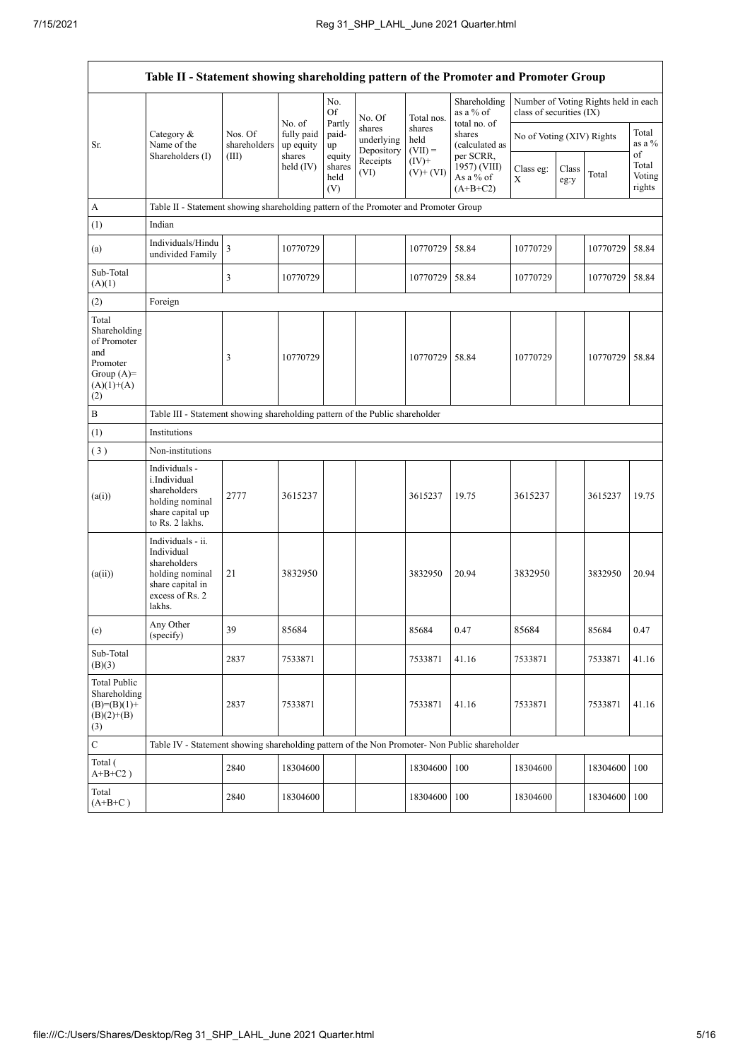| Table II - Statement showing shareholding pattern of the Promoter and Promoter Group | | | | | | | | | | | |
|---|---|---|---|---|---|---|---|---|---|---|---|
| Sr. | Category & Name of the Shareholders (I) | Nos. Of shareholders (III) | No. of fully paid up equity shares held (IV) | No. Of Partly paid-up equity shares held (V) | No. Of shares underlying Depository Receipts (VI) | Total nos. shares held (VII) = (IV)+ (V)+ (VI) | Shareholding as a % of total no. of shares (calculated as per SCRR, 1957) (VIII) As a % of (A+B+C2) | Number of Voting Rights held in each class of securities (IX) | | | |
| | | | | | | | | No of Voting (XIV) Rights | | | Total as a % of Total Voting rights |
| | | | | | | | | Class eg: X | Class eg:y | Total | |
| A | Table II - Statement showing shareholding pattern of the Promoter and Promoter Group | | | | | | | | | | |
| (1) | Indian | | | | | | | | | | |
| (a) | Individuals/Hindu undivided Family | 3 | 10770729 | | | 10770729 | 58.84 | 10770729 | | 10770729 | 58.84 |
| Sub-Total (A)(1) | | 3 | 10770729 | | | 10770729 | 58.84 | 10770729 | | 10770729 | 58.84 |
| (2) | Foreign | | | | | | | | | | |
| Total Shareholding of Promoter and Promoter Group (A)= (A)(1)+(A)(2) | | 3 | 10770729 | | | 10770729 | 58.84 | 10770729 | | 10770729 | 58.84 |
| B | Table III - Statement showing shareholding pattern of the Public shareholder | | | | | | | | | | |
| (1) | Institutions | | | | | | | | | | |
| (3) | Non-institutions | | | | | | | | | | |
| (a(i)) | Individuals - i.Individual shareholders holding nominal share capital up to Rs. 2 lakhs. | 2777 | 3615237 | | | 3615237 | 19.75 | 3615237 | | 3615237 | 19.75 |
| (a(ii)) | Individuals - ii. Individual shareholders holding nominal share capital in excess of Rs. 2 lakhs. | 21 | 3832950 | | | 3832950 | 20.94 | 3832950 | | 3832950 | 20.94 |
| (e) | Any Other (specify) | 39 | 85684 | | | 85684 | 0.47 | 85684 | | 85684 | 0.47 |
| Sub-Total (B)(3) | | 2837 | 7533871 | | | 7533871 | 41.16 | 7533871 | | 7533871 | 41.16 |
| Total Public Shareholding (B)=(B)(1)+(B)(2)+(B)(3) | | 2837 | 7533871 | | | 7533871 | 41.16 | 7533871 | | 7533871 | 41.16 |
| C | Table IV - Statement showing shareholding pattern of the Non Promoter- Non Public shareholder | | | | | | | | | | |
| Total ( A+B+C2 ) | | 2840 | 18304600 | | | 18304600 | 100 | 18304600 | | 18304600 | 100 |
| Total (A+B+C ) | | 2840 | 18304600 | | | 18304600 | 100 | 18304600 | | 18304600 | 100 |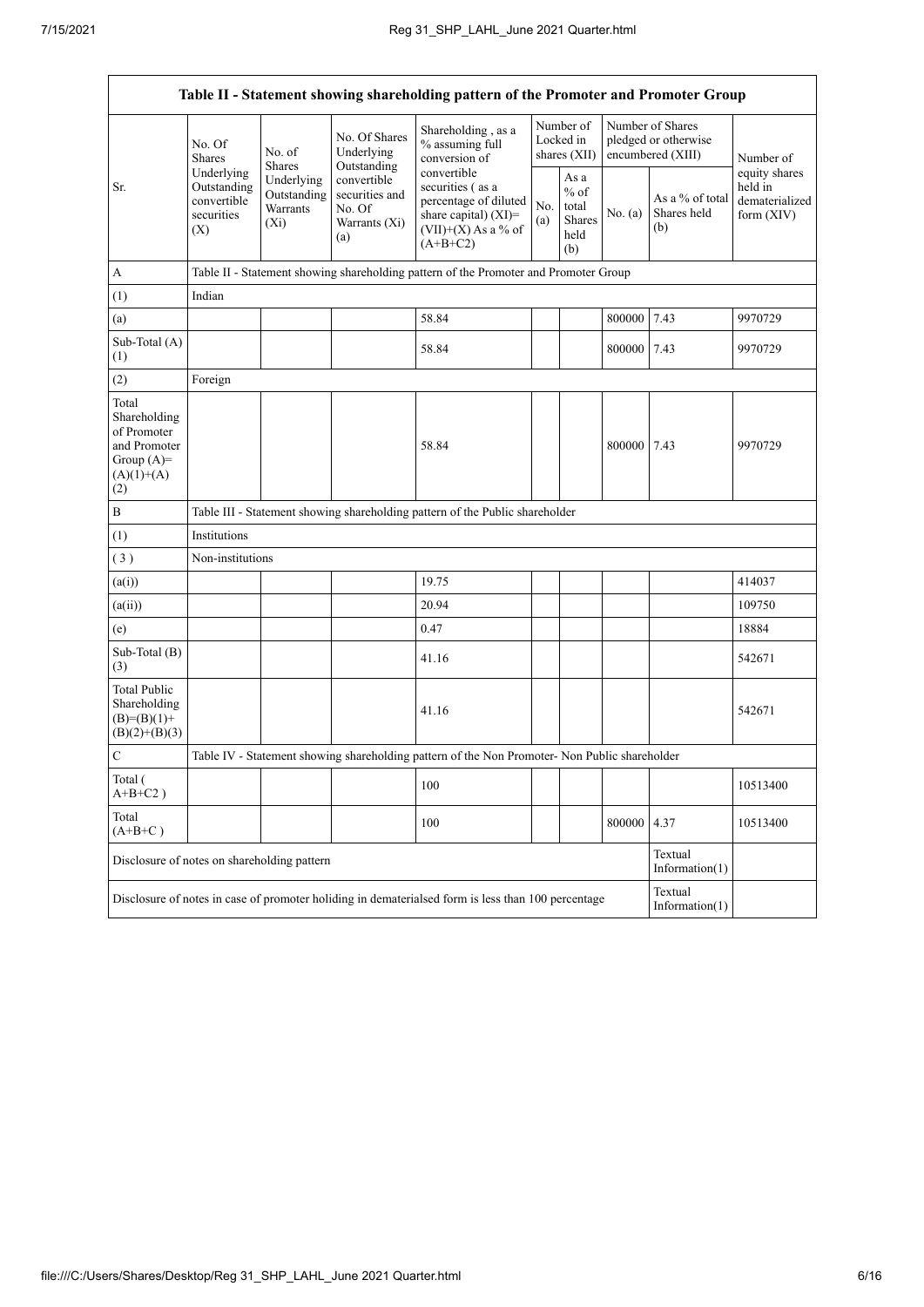| Table II - Statement showing shareholding pattern of the Promoter and Promoter Group | | | | | | | | | |
|---|---|---|---|---|---|---|---|---|---|
| Sr. | No. Of Shares Underlying Outstanding convertible securities (X) | No. of Shares Underlying Outstanding Warrants (Xi) | No. Of Shares Underlying Outstanding convertible securities and No. Of Warrants (Xi) (a) | Shareholding , as a % assuming full conversion of convertible securities ( as a percentage of diluted share capital) (XI)= (VII)+(X) As a % of (A+B+C2) | Number of Locked in shares (XII) | | Number of Shares pledged or otherwise encumbered (XIII) | | Number of equity shares held in dematerialized form (XIV) |
| | | | | | No. (a) | As a % of total Shares held (b) | No. (a) | As a % of total Shares held (b) | |
| A | Table II - Statement showing shareholding pattern of the Promoter and Promoter Group | | | | | | | | |
| (1) | Indian | | | | | | | | |
| (a) | | | | 58.84 | | | 800000 | 7.43 | 9970729 |
| Sub-Total (A) (1) | | | | 58.84 | | | 800000 | 7.43 | 9970729 |
| (2) | Foreign | | | | | | | | |
| Total Shareholding of Promoter and Promoter Group (A)= (A)(1)+(A)(2) | | | | 58.84 | | | 800000 | 7.43 | 9970729 |
| B | Table III - Statement showing shareholding pattern of the Public shareholder | | | | | | | | |
| (1) | Institutions | | | | | | | | |
| ( 3 ) | Non-institutions | | | | | | | | |
| (a(i)) | | | | 19.75 | | | | | 414037 |
| (a(ii)) | | | | 20.94 | | | | | 109750 |
| (e) | | | | 0.47 | | | | | 18884 |
| Sub-Total (B) (3) | | | | 41.16 | | | | | 542671 |
| Total Public Shareholding (B)=(B)(1)+(B)(2)+(B)(3) | | | | 41.16 | | | | | 542671 |
| C | Table IV - Statement showing shareholding pattern of the Non Promoter- Non Public shareholder | | | | | | | | |
| Total ( A+B+C2 ) | | | | 100 | | | | | 10513400 |
| Total (A+B+C ) | | | | 100 | | | 800000 | 4.37 | 10513400 |
| Disclosure of notes on shareholding pattern | | | | | | | | Textual Information(1) | |
| Disclosure of notes in case of promoter holiding in dematerialsed form is less than 100 percentage | | | | | | | | Textual Information(1) | |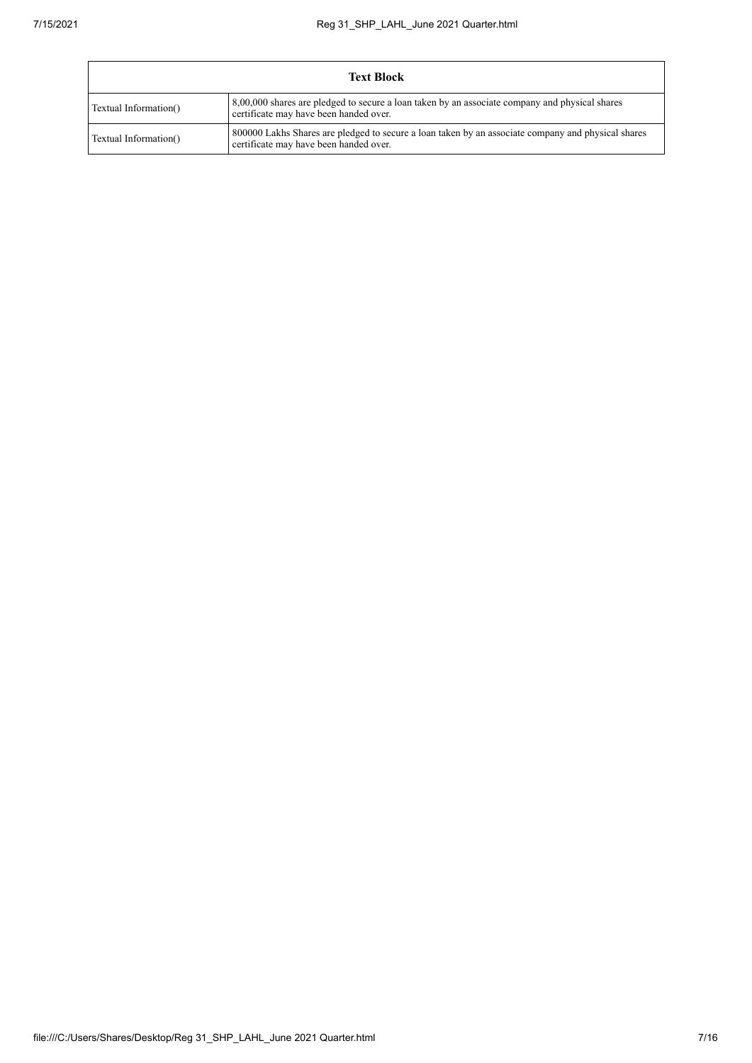| Text Block | |
|---|---|
| Textual Information() | 8,00,000 shares are pledged to secure a loan taken by an associate company and physical shares certificate may have been handed over. |
| Textual Information() | 800000 Lakhs Shares are pledged to secure a loan taken by an associate company and physical shares certificate may have been handed over. |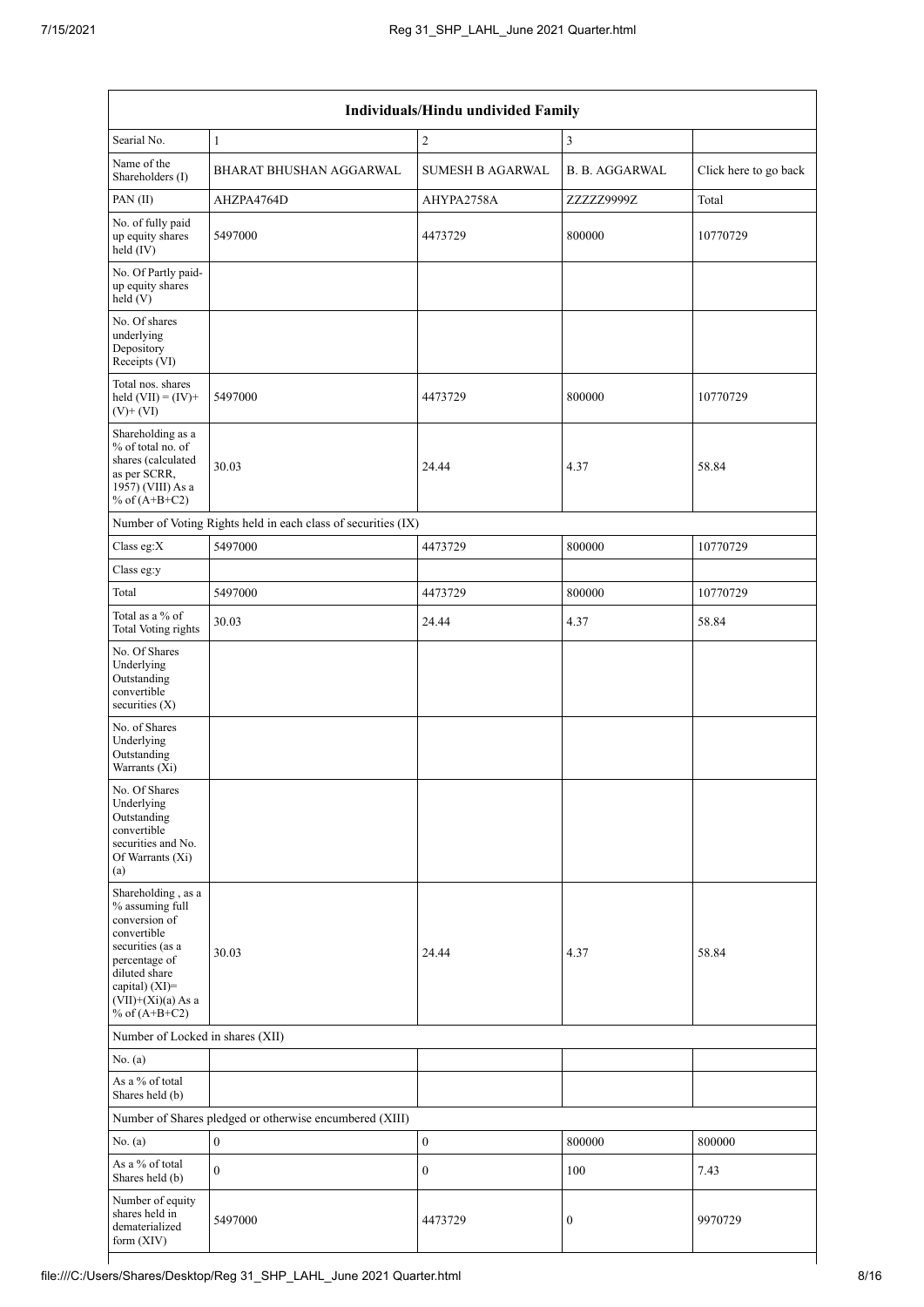| Individuals/Hindu undivided Family | | | | |
|---|---|---|---|---|
| Searial No. | 1 | 2 | 3 | |
| Name of the Shareholders (I) | BHARAT BHUSHAN AGGARWAL | SUMESH B AGARWAL | B. B. AGGARWAL | Click here to go back |
| PAN (II) | AHZPA4764D | AHYPA2758A | ZZZZZ9999Z | Total |
| No. of fully paid up equity shares held (IV) | 5497000 | 4473729 | 800000 | 10770729 |
| No. Of Partly paid-up equity shares held (V) | | | | |
| No. Of shares underlying Depository Receipts (VI) | | | | |
| Total nos. shares held (VII) = (IV)+ (V)+ (VI) | 5497000 | 4473729 | 800000 | 10770729 |
| Shareholding as a % of total no. of shares (calculated as per SCRR, 1957) (VIII) As a % of (A+B+C2) | 30.03 | 24.44 | 4.37 | 58.84 |
| Number of Voting Rights held in each class of securities (IX) | | | | |
| Class eg:X | 5497000 | 4473729 | 800000 | 10770729 |
| Class eg:y | | | | |
| Total | 5497000 | 4473729 | 800000 | 10770729 |
| Total as a % of Total Voting rights | 30.03 | 24.44 | 4.37 | 58.84 |
| No. Of Shares Underlying Outstanding convertible securities (X) | | | | |
| No. of Shares Underlying Outstanding Warrants (Xi) | | | | |
| No. Of Shares Underlying Outstanding convertible securities and No. Of Warrants (Xi) (a) | | | | |
| Shareholding , as a % assuming full conversion of convertible securities (as a percentage of diluted share capital) (XI)= (VII)+(Xi)(a) As a % of (A+B+C2) | 30.03 | 24.44 | 4.37 | 58.84 |
| Number of Locked in shares (XII) | | | | |
| No. (a) | | | | |
| As a % of total Shares held (b) | | | | |
| Number of Shares pledged or otherwise encumbered (XIII) | | | | |
| No. (a) | 0 | 0 | 800000 | 800000 |
| As a % of total Shares held (b) | 0 | 0 | 100 | 7.43 |
| Number of equity shares held in dematerialized form (XIV) | 5497000 | 4473729 | 0 | 9970729 |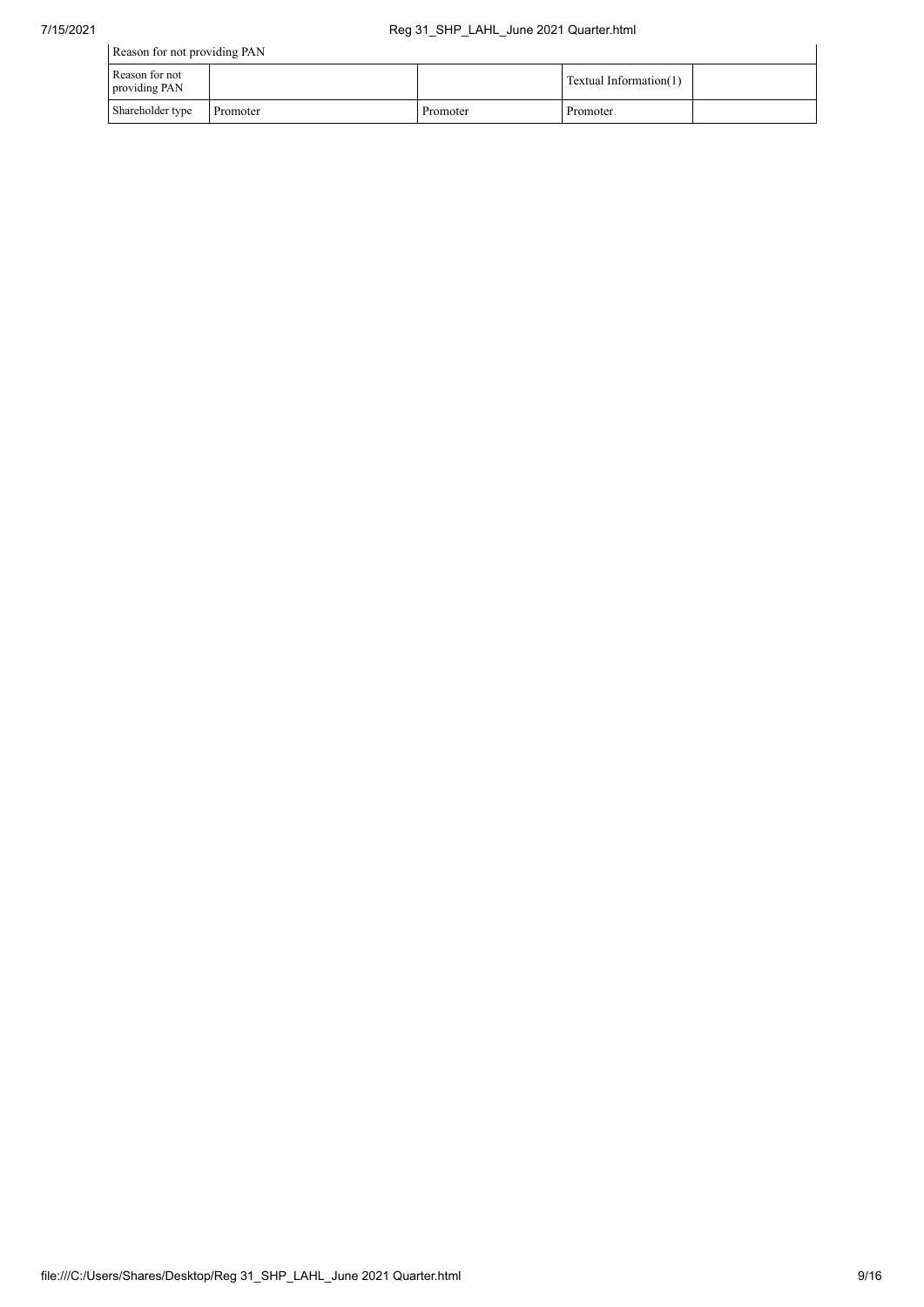| Reason for not providing PAN | | | | |
|---|---|---|---|---|
| Reason for not providing PAN | | | Textual Information(1) | |
| Shareholder type | Promoter | Promoter | Promoter | |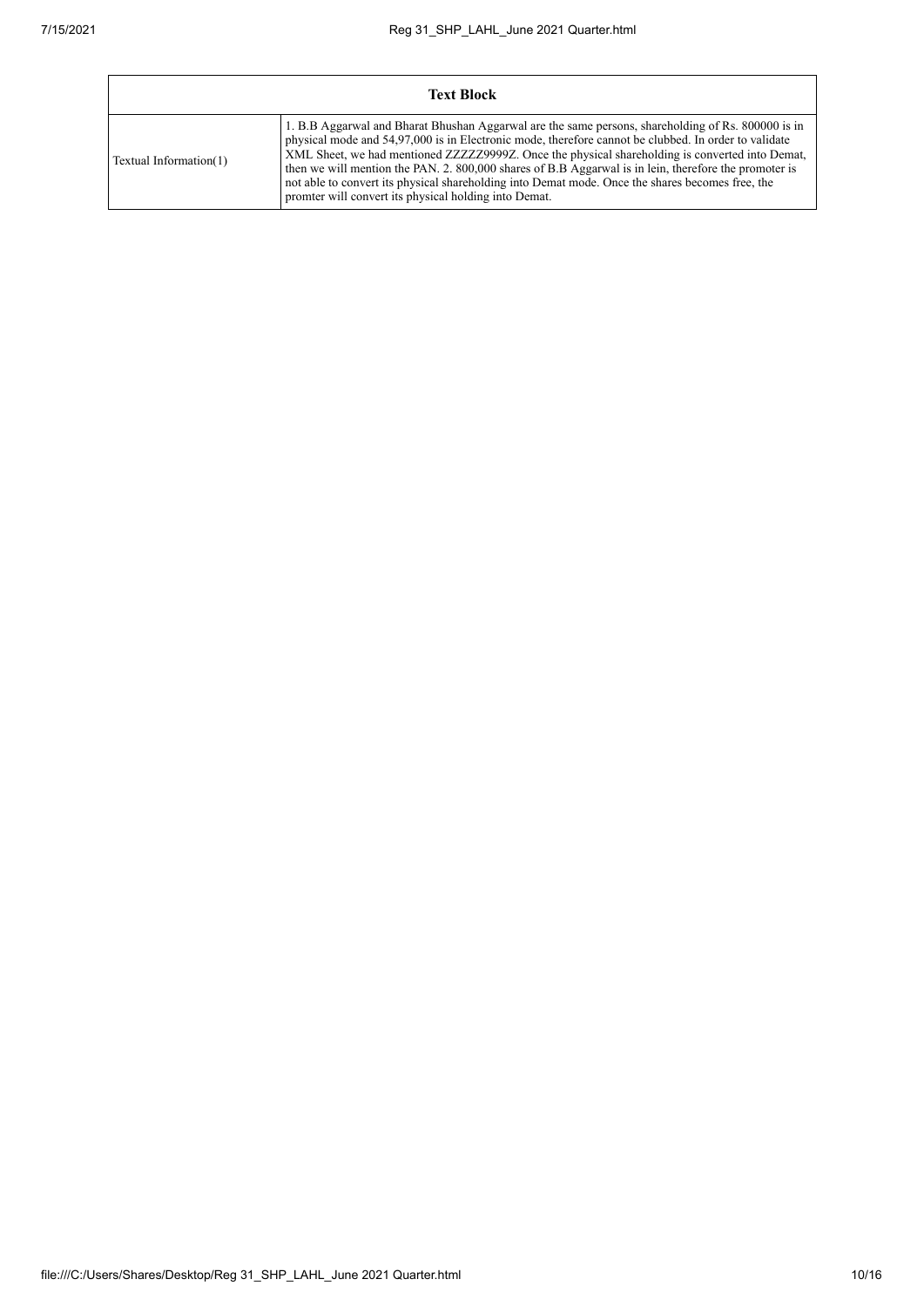| Text Block | |
|---|---|
| Textual Information(1) | 1. B.B Aggarwal and Bharat Bhushan Aggarwal are the same persons, shareholding of Rs. 800000 is in physical mode and 54,97,000 is in Electronic mode, therefore cannot be clubbed. In order to validate XML Sheet, we had mentioned ZZZZZ9999Z. Once the physical shareholding is converted into Demat, then we will mention the PAN. 2. 800,000 shares of B.B Aggarwal is in lein, therefore the promoter is not able to convert its physical shareholding into Demat mode. Once the shares becomes free, the promter will convert its physical holding into Demat. |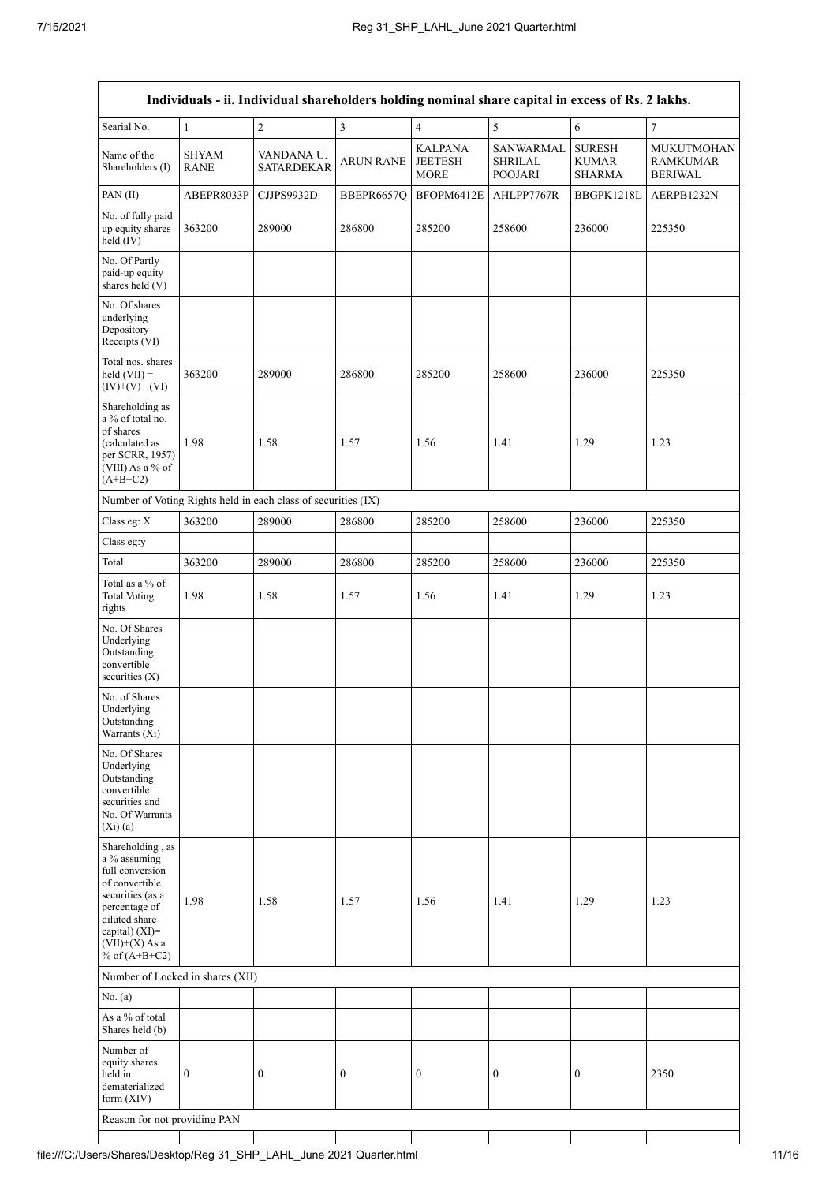| Individuals - ii. Individual shareholders holding nominal share capital in excess of Rs. 2 lakhs. | | | | | | | |
|---|---|---|---|---|---|---|---|
| Searial No. | 1 | 2 | 3 | 4 | 5 | 6 | 7 |
| Name of the Shareholders (I) | SHYAM RANE | VANDANA U. SATARDEKAR | ARUN RANE | KALPANA JEETESH MORE | SANWARMAL SHRILAL POOJARI | SURESH KUMAR SHARMA | MUKUTMOHAN RAMKUMAR BERIWAL |
| PAN (II) | ABEPR8033P | CJJPS9932D | BBEPR6657Q | BFOPM6412E | AHLPP7767R | BBGPK1218L | AERPB1232N |
| No. of fully paid up equity shares held (IV) | 363200 | 289000 | 286800 | 285200 | 258600 | 236000 | 225350 |
| No. Of Partly paid-up equity shares held (V) | | | | | | | |
| No. Of shares underlying Depository Receipts (VI) | | | | | | | |
| Total nos. shares held (VII) = (IV)+(V)+ (VI) | 363200 | 289000 | 286800 | 285200 | 258600 | 236000 | 225350 |
| Shareholding as a % of total no. of shares (calculated as per SCRR, 1957) (VIII) As a % of (A+B+C2) | 1.98 | 1.58 | 1.57 | 1.56 | 1.41 | 1.29 | 1.23 |
| Number of Voting Rights held in each class of securities (IX) | | | | | | | |
| Class eg: X | 363200 | 289000 | 286800 | 285200 | 258600 | 236000 | 225350 |
| Class eg:y | | | | | | | |
| Total | 363200 | 289000 | 286800 | 285200 | 258600 | 236000 | 225350 |
| Total as a % of Total Voting rights | 1.98 | 1.58 | 1.57 | 1.56 | 1.41 | 1.29 | 1.23 |
| No. Of Shares Underlying Outstanding convertible securities (X) | | | | | | | |
| No. of Shares Underlying Outstanding Warrants (Xi) | | | | | | | |
| No. Of Shares Underlying Outstanding convertible securities and No. Of Warrants (Xi) (a) | | | | | | | |
| Shareholding , as a % assuming full conversion of convertible securities (as a percentage of diluted share capital) (XI)= (VII)+(X) As a % of (A+B+C2) | 1.98 | 1.58 | 1.57 | 1.56 | 1.41 | 1.29 | 1.23 |
| Number of Locked in shares (XII) | | | | | | | |
| No. (a) | | | | | | | |
| As a % of total Shares held (b) | | | | | | | |
| Number of equity shares held in dematerialized form (XIV) | 0 | 0 | 0 | 0 | 0 | 0 | 2350 |
| Reason for not providing PAN | | | | | | | |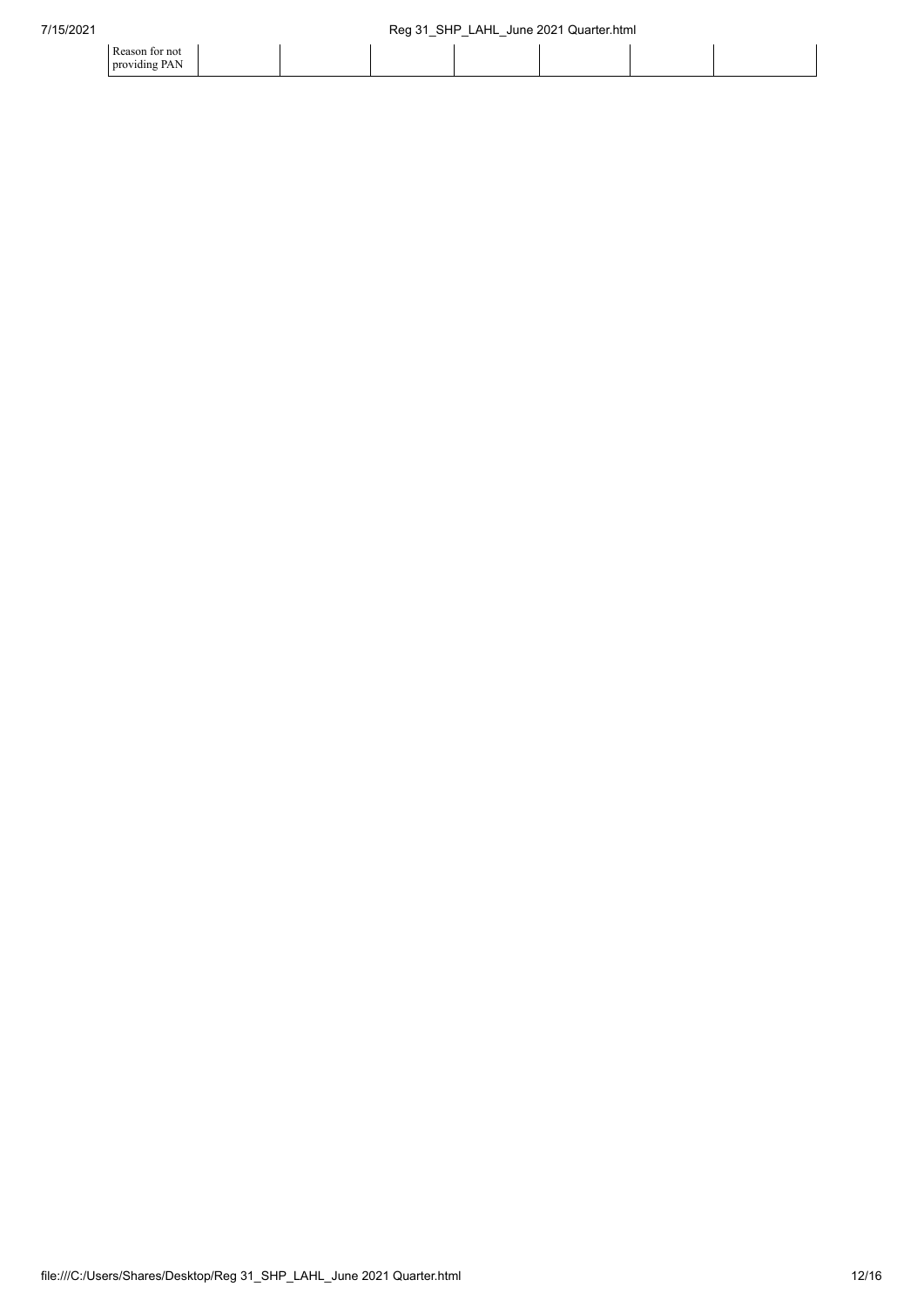| Reason for not providing PAN | | | | | | | |
| --- | --- | --- | --- | --- | --- | --- | --- |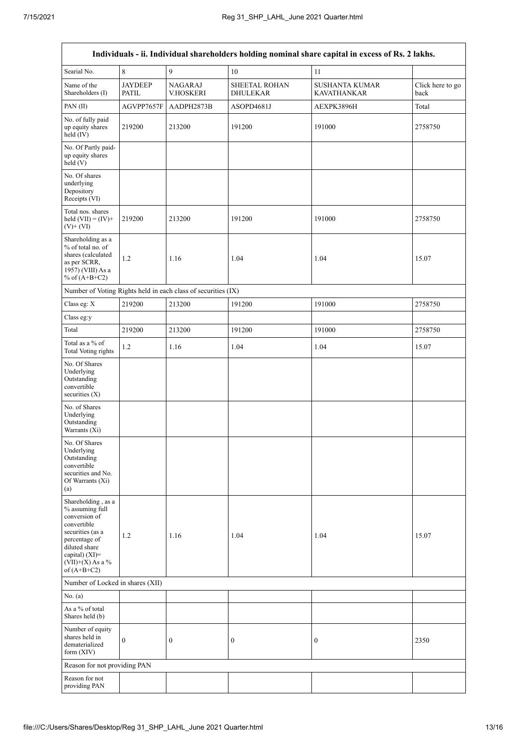| Individuals - ii. Individual shareholders holding nominal share capital in excess of Rs. 2 lakhs. | | | | | |
|---|---|---|---|---|---|
| Searial No. | 8 | 9 | 10 | 11 | |
| Name of the Shareholders (I) | JAYDEEP PATIL | NAGARAJ V.HOSKERI | SHEETAL ROHAN DHULEKAR | SUSHANTA KUMAR KAVATHANKAR | Click here to go back |
| PAN (II) | AGVPP7657F | AADPH2873B | ASOPD4681J | AEXPK3896H | Total |
| No. of fully paid up equity shares held (IV) | 219200 | 213200 | 191200 | 191000 | 2758750 |
| No. Of Partly paid-up equity shares held (V) | | | | | |
| No. Of shares underlying Depository Receipts (VI) | | | | | |
| Total nos. shares held (VII) = (IV)+ (V)+ (VI) | 219200 | 213200 | 191200 | 191000 | 2758750 |
| Shareholding as a % of total no. of shares (calculated as per SCRR, 1957) (VIII) As a % of (A+B+C2) | 1.2 | 1.16 | 1.04 | 1.04 | 15.07 |
| Number of Voting Rights held in each class of securities (IX) | | | | | |
| Class eg: X | 219200 | 213200 | 191200 | 191000 | 2758750 |
| Class eg:y | | | | | |
| Total | 219200 | 213200 | 191200 | 191000 | 2758750 |
| Total as a % of Total Voting rights | 1.2 | 1.16 | 1.04 | 1.04 | 15.07 |
| No. Of Shares Underlying Outstanding convertible securities (X) | | | | | |
| No. of Shares Underlying Outstanding Warrants (Xi) | | | | | |
| No. Of Shares Underlying Outstanding convertible securities and No. Of Warrants (Xi) (a) | | | | | |
| Shareholding , as a % assuming full conversion of convertible securities (as a percentage of diluted share capital) (XI)= (VII)+(X) As a % of (A+B+C2) | 1.2 | 1.16 | 1.04 | 1.04 | 15.07 |
| Number of Locked in shares (XII) | | | | | |
| No. (a) | | | | | |
| As a % of total Shares held (b) | | | | | |
| Number of equity shares held in dematerialized form (XIV) | 0 | 0 | 0 | 0 | 2350 |
| Reason for not providing PAN | | | | | |
| Reason for not providing PAN | | | | | |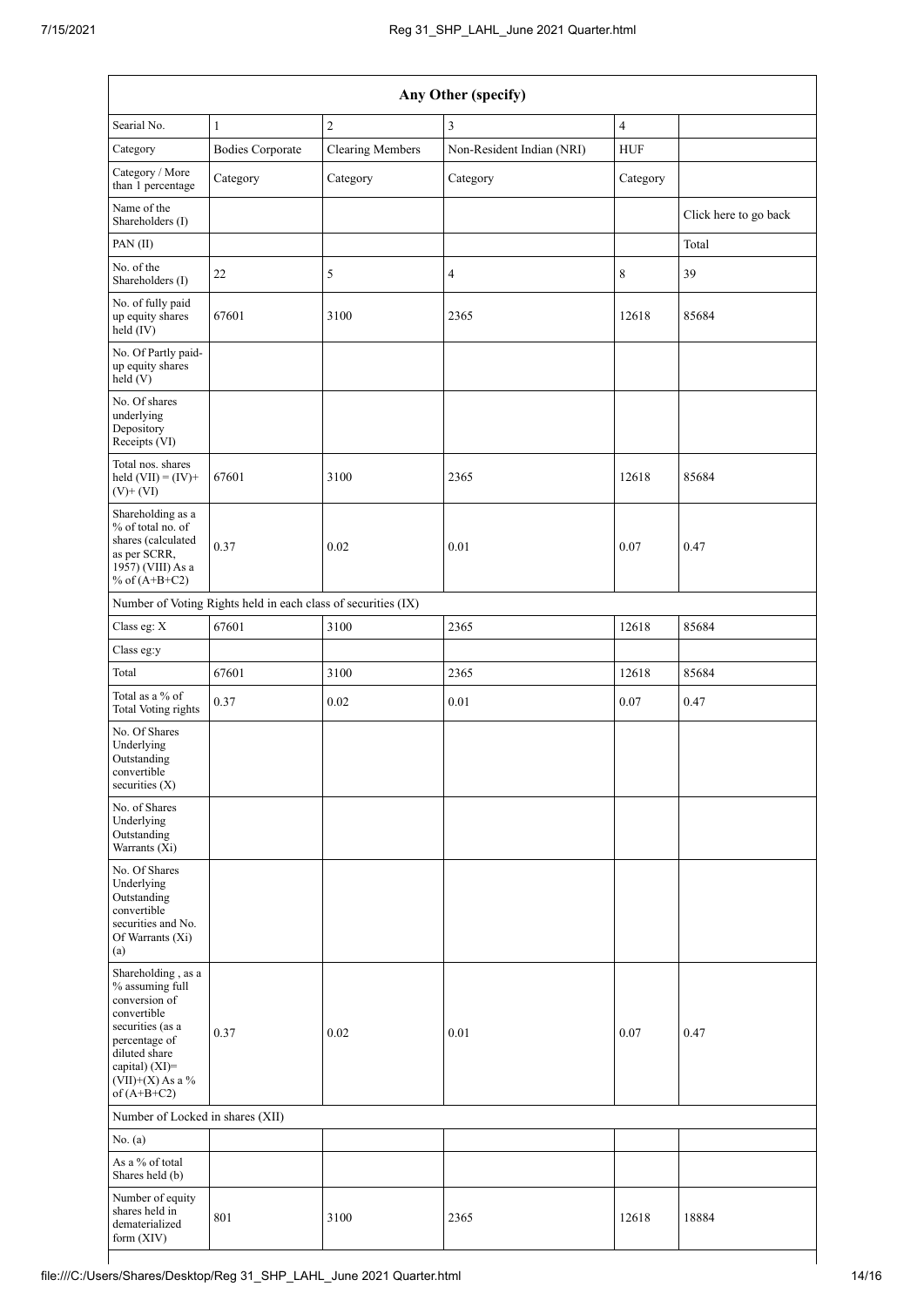| Any Other (specify) | | | | | |
|---|---|---|---|---|---|
| Searial No. | 1 | 2 | 3 | 4 | |
| Category | Bodies Corporate | Clearing Members | Non-Resident Indian (NRI) | HUF | |
| Category / More than 1 percentage | Category | Category | Category | Category | |
| Name of the Shareholders (I) | | | | | Click here to go back |
| PAN (II) | | | | | Total |
| No. of the Shareholders (I) | 22 | 5 | 4 | 8 | 39 |
| No. of fully paid up equity shares held (IV) | 67601 | 3100 | 2365 | 12618 | 85684 |
| No. Of Partly paid-up equity shares held (V) | | | | | |
| No. Of shares underlying Depository Receipts (VI) | | | | | |
| Total nos. shares held (VII) = (IV)+ (V)+ (VI) | 67601 | 3100 | 2365 | 12618 | 85684 |
| Shareholding as a % of total no. of shares (calculated as per SCRR, 1957) (VIII) As a % of (A+B+C2) | 0.37 | 0.02 | 0.01 | 0.07 | 0.47 |
| Number of Voting Rights held in each class of securities (IX) | | | | | |
| Class eg: X | 67601 | 3100 | 2365 | 12618 | 85684 |
| Class eg:y | | | | | |
| Total | 67601 | 3100 | 2365 | 12618 | 85684 |
| Total as a % of Total Voting rights | 0.37 | 0.02 | 0.01 | 0.07 | 0.47 |
| No. Of Shares Underlying Outstanding convertible securities (X) | | | | | |
| No. of Shares Underlying Outstanding Warrants (Xi) | | | | | |
| No. Of Shares Underlying Outstanding convertible securities and No. Of Warrants (Xi) (a) | | | | | |
| Shareholding , as a % assuming full conversion of convertible securities (as a percentage of diluted share capital) (XI)= (VII)+(X) As a % of (A+B+C2) | 0.37 | 0.02 | 0.01 | 0.07 | 0.47 |
| Number of Locked in shares (XII) | | | | | |
| No. (a) | | | | | |
| As a % of total Shares held (b) | | | | | |
| Number of equity shares held in dematerialized form (XIV) | 801 | 3100 | 2365 | 12618 | 18884 |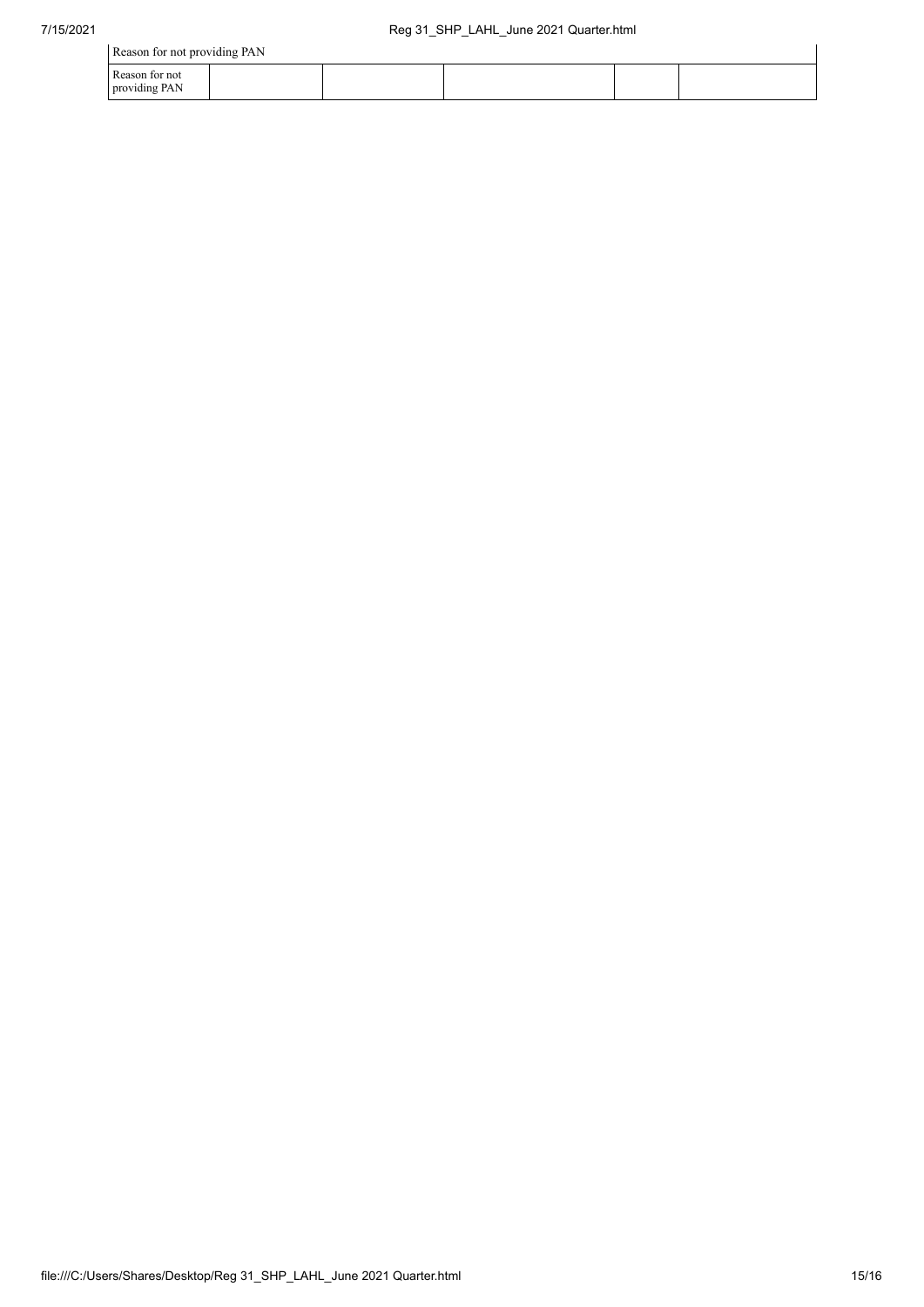| Reason for not providing PAN | | | | | |
|---|---|---|---|---|---|
| Reason for not providing PAN | | | | | |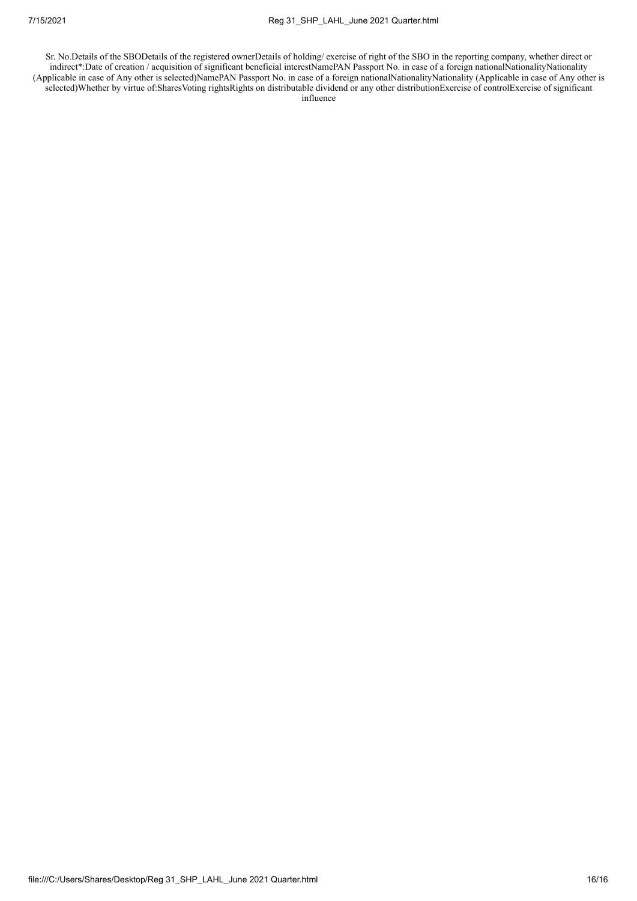| Sr. No. | Details of the SBO | | | | | Details of the registered owner | | | | | Details of holding/ exercise of right of the SBO in the reporting company, whether direct or indirect*: | | | | | Date of creation / acquisition of significant beneficial interest |
|---|---|---|---|---|---|---|---|---|---|---|---|---|---|---|---|---|
| | Name | PAN | Passport No. in case of a foreign national | Nationality | Nationality (Applicable in case of Any other is selected) | Name | PAN | Passport No. in case of a foreign national | Nationality | Nationality (Applicable in case of Any other is selected) | Whether by virtue of: | | | | | |
| | | | | | | | | | | | Shares | Voting rights | Rights on distributable dividend or any other distribution | Exercise of control | Exercise of significant influence | |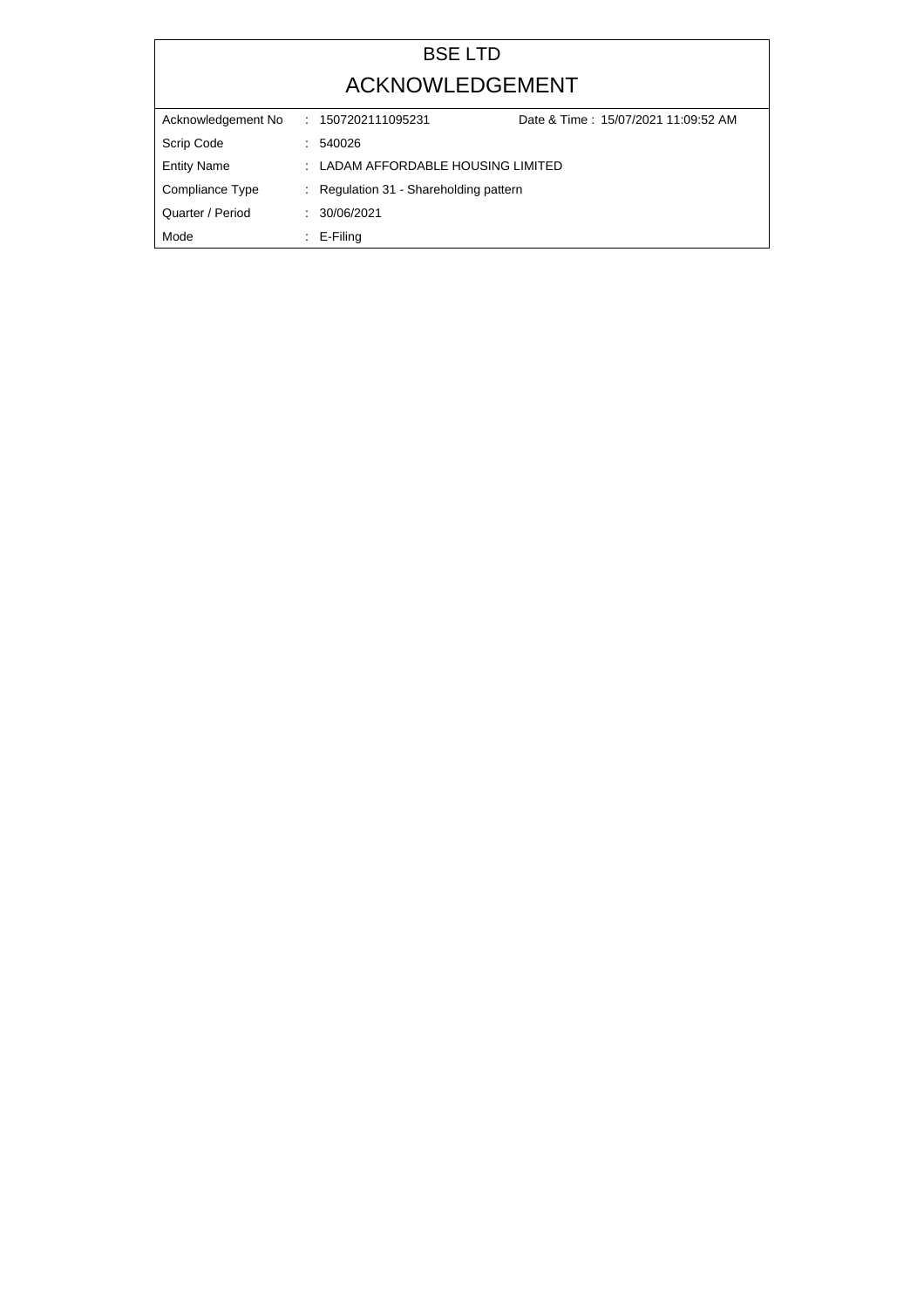# BSE LTD

## ACKNOWLEDGEMENT

| | | |
|---|---|---|
| Acknowledgement No | : 1507202111095231 | Date & Time : 15/07/2021 11:09:52 AM |
| Scrip Code | : 540026 | |
| Entity Name | : LADAM AFFORDABLE HOUSING LIMITED | |
| Compliance Type | : Regulation 31 - Shareholding pattern | |
| Quarter / Period | : 30/06/2021 | |
| Mode | : E-Filing | |